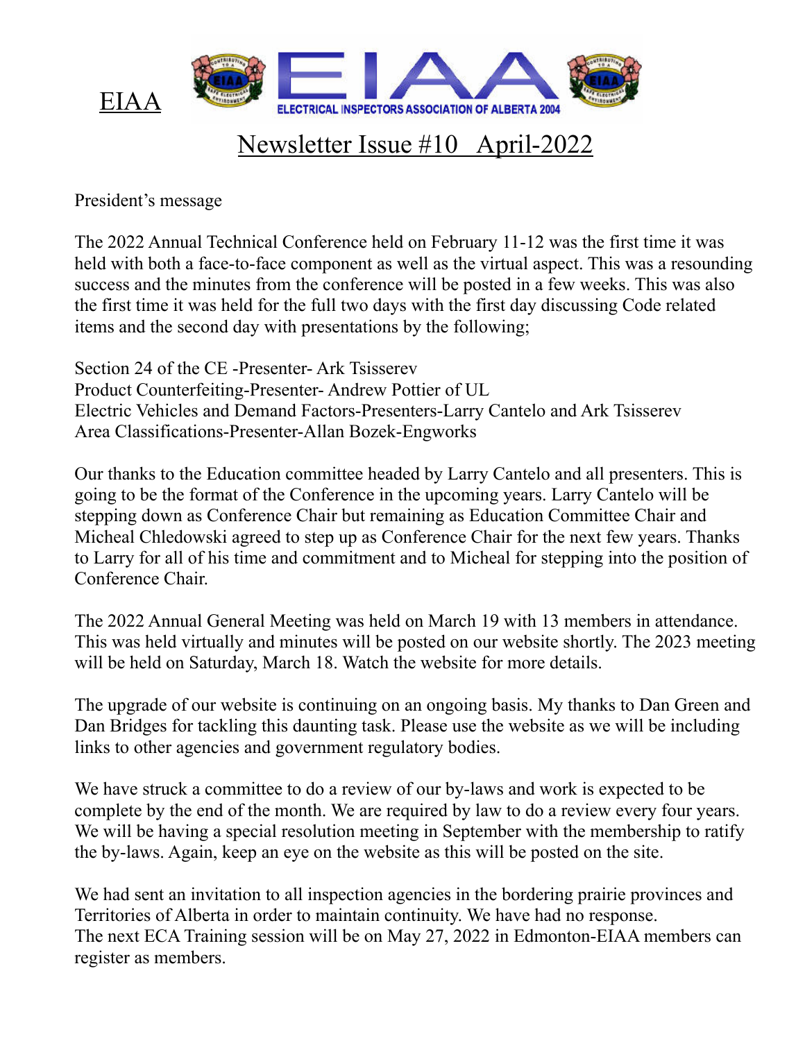EIAA

ELECTRICAL INSPECTORS ASSOCIATION OF ALBERTA 2004

# Newsletter Issue #10 April-2022

President's message

The 2022 Annual Technical Conference held on February 11-12 was the first time it was held with both a face-to-face component as well as the virtual aspect. This was a resounding success and the minutes from the conference will be posted in a few weeks. This was also the first time it was held for the full two days with the first day discussing Code related items and the second day with presentations by the following;

Section 24 of the CE -Presenter- Ark Tsisserev
Product Counterfeiting-Presenter- Andrew Pottier of UL
Electric Vehicles and Demand Factors-Presenters-Larry Cantelo and Ark Tsisserev
Area Classifications-Presenter-Allan Bozek-Engworks

Our thanks to the Education committee headed by Larry Cantelo and all presenters. This is going to be the format of the Conference in the upcoming years. Larry Cantelo will be stepping down as Conference Chair but remaining as Education Committee Chair and Micheal Chledowski agreed to step up as Conference Chair for the next few years. Thanks to Larry for all of his time and commitment and to Micheal for stepping into the position of Conference Chair.

The 2022 Annual General Meeting was held on March 19 with 13 members in attendance. This was held virtually and minutes will be posted on our website shortly. The 2023 meeting will be held on Saturday, March 18. Watch the website for more details.

The upgrade of our website is continuing on an ongoing basis. My thanks to Dan Green and Dan Bridges for tackling this daunting task. Please use the website as we will be including links to other agencies and government regulatory bodies.

We have struck a committee to do a review of our by-laws and work is expected to be complete by the end of the month. We are required by law to do a review every four years. We will be having a special resolution meeting in September with the membership to ratify the by-laws. Again, keep an eye on the website as this will be posted on the site.

We had sent an invitation to all inspection agencies in the bordering prairie provinces and Territories of Alberta in order to maintain continuity. We have had no response.
The next ECA Training session will be on May 27, 2022 in Edmonton-EIAA members can register as members.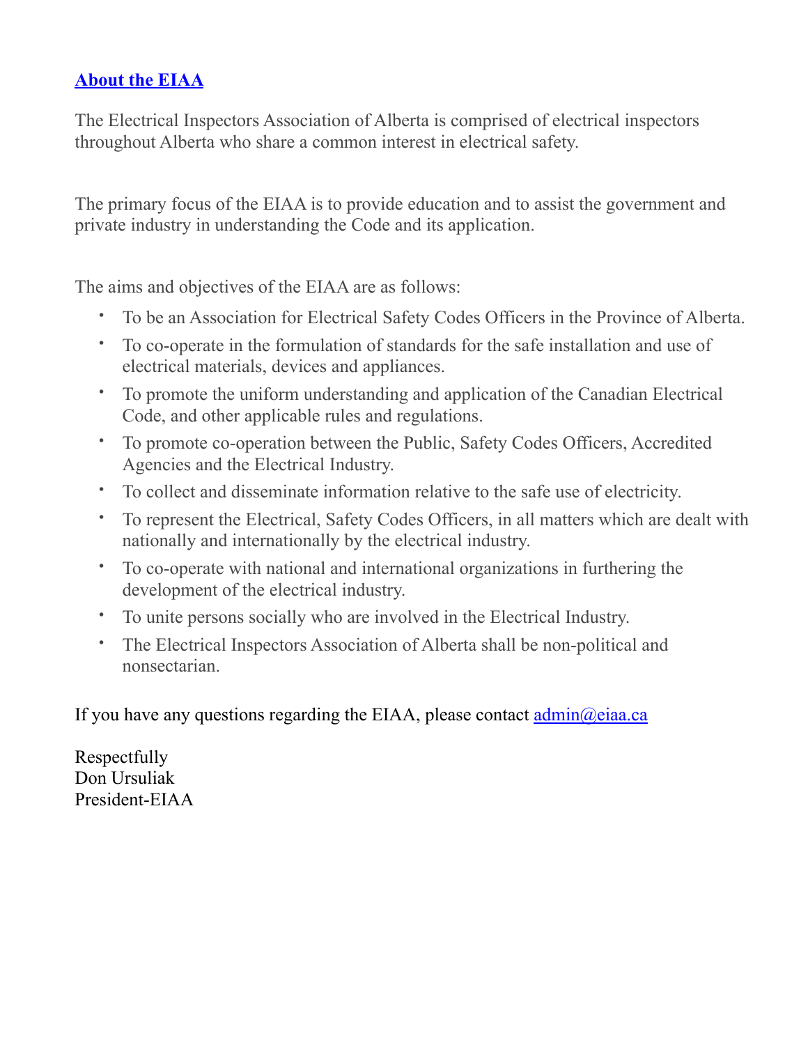## **About the EIAA**

The Electrical Inspectors Association of Alberta is comprised of electrical inspectors throughout Alberta who share a common interest in electrical safety.

The primary focus of the EIAA is to provide education and to assist the government and private industry in understanding the Code and its application.

The aims and objectives of the EIAA are as follows:

- To be an Association for Electrical Safety Codes Officers in the Province of Alberta.
- To co-operate in the formulation of standards for the safe installation and use of electrical materials, devices and appliances.
- To promote the uniform understanding and application of the Canadian Electrical Code, and other applicable rules and regulations.
- To promote co-operation between the Public, Safety Codes Officers, Accredited Agencies and the Electrical Industry.
- To collect and disseminate information relative to the safe use of electricity.
- To represent the Electrical, Safety Codes Officers, in all matters which are dealt with nationally and internationally by the electrical industry.
- To co-operate with national and international organizations in furthering the development of the electrical industry.
- To unite persons socially who are involved in the Electrical Industry.
- The Electrical Inspectors Association of Alberta shall be non-political and nonsectarian.

If you have any questions regarding the EIAA, please contact admin@eiaa.ca

Respectfully
Don Ursuliak
President-EIAA